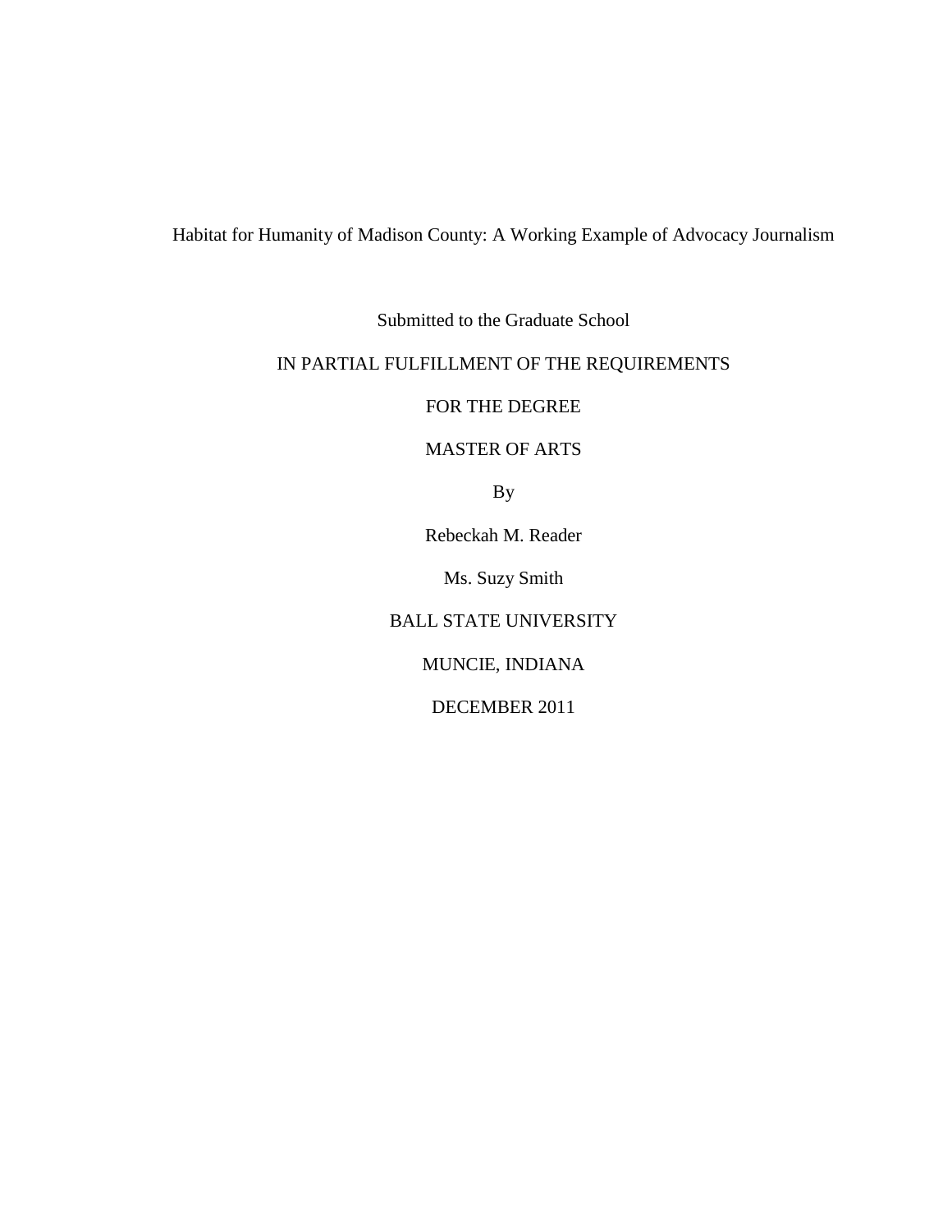# Habitat for Humanity of Madison County: A Working Example of Advocacy Journalism

Submitted to the Graduate School

IN PARTIAL FULFILLMENT OF THE REQUIREMENTS

FOR THE DEGREE

MASTER OF ARTS

By

Rebeckah M. Reader

Ms. Suzy Smith

BALL STATE UNIVERSITY

MUNCIE, INDIANA

DECEMBER 2011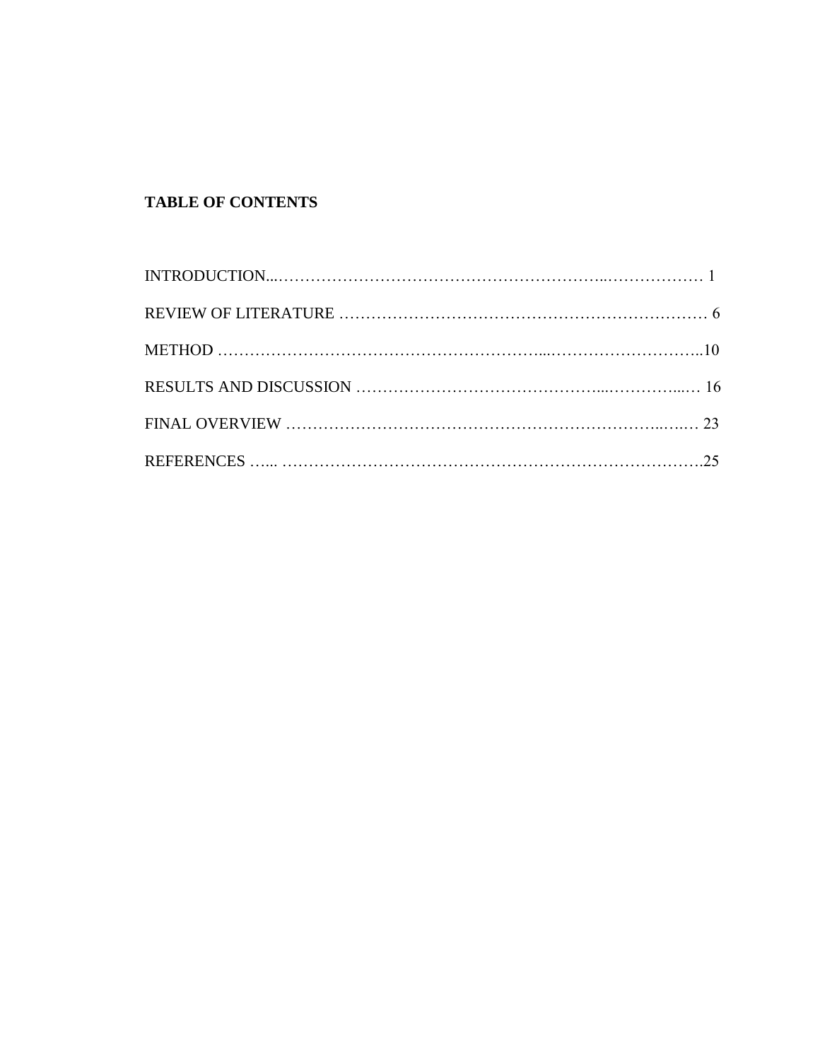**TABLE OF CONTENTS**

INTRODUCTION...………………………………………………………..……………… 1

REVIEW OF LITERATURE ……………………………………………………….……… 6

METHOD …………………………………………………...………………………..10

RESULTS AND DISCUSSION ……………………………………...…………...… 16

FINAL OVERVIEW …………………………………………………………...….… 23

REFERENCES …... …………………………………………………………………….25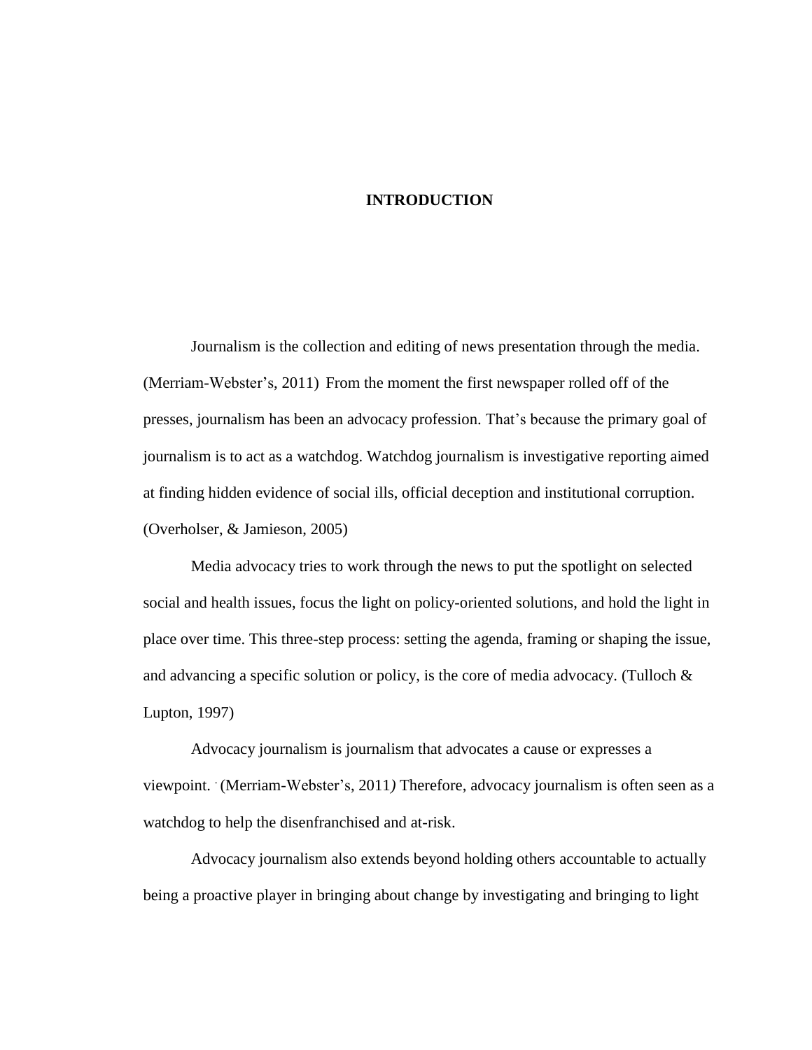# INTRODUCTION

Journalism is the collection and editing of news presentation through the media. (Merriam-Webster's, 2011) From the moment the first newspaper rolled off of the presses, journalism has been an advocacy profession. That's because the primary goal of journalism is to act as a watchdog. Watchdog journalism is investigative reporting aimed at finding hidden evidence of social ills, official deception and institutional corruption. (Overholser, & Jamieson, 2005)

Media advocacy tries to work through the news to put the spotlight on selected social and health issues, focus the light on policy-oriented solutions, and hold the light in place over time. This three-step process: setting the agenda, framing or shaping the issue, and advancing a specific solution or policy, is the core of media advocacy. (Tulloch & Lupton, 1997)

Advocacy journalism is journalism that advocates a cause or expresses a viewpoint. (Merriam-Webster's, 2011*)* Therefore, advocacy journalism is often seen as a watchdog to help the disenfranchised and at-risk.

Advocacy journalism also extends beyond holding others accountable to actually being a proactive player in bringing about change by investigating and bringing to light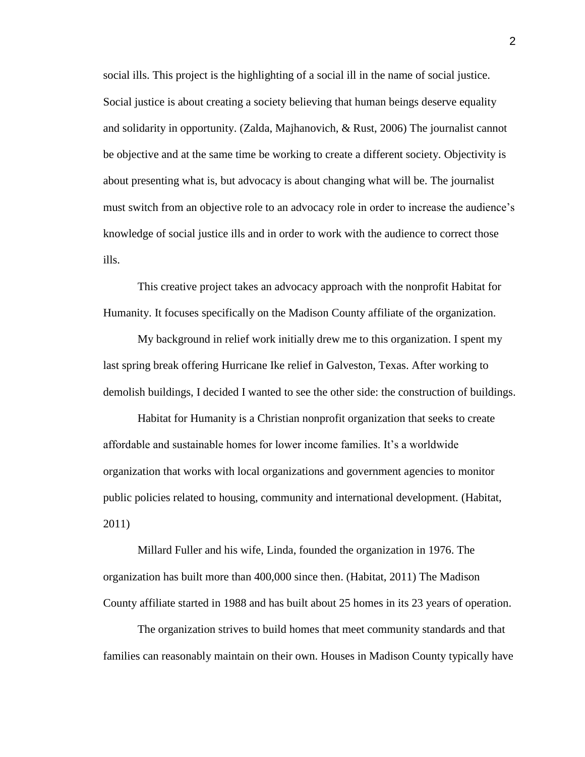social ills. This project is the highlighting of a social ill in the name of social justice. Social justice is about creating a society believing that human beings deserve equality and solidarity in opportunity. (Zalda, Majhanovich, & Rust, 2006) The journalist cannot be objective and at the same time be working to create a different society. Objectivity is about presenting what is, but advocacy is about changing what will be. The journalist must switch from an objective role to an advocacy role in order to increase the audience's knowledge of social justice ills and in order to work with the audience to correct those ills.

This creative project takes an advocacy approach with the nonprofit Habitat for Humanity. It focuses specifically on the Madison County affiliate of the organization.

My background in relief work initially drew me to this organization. I spent my last spring break offering Hurricane Ike relief in Galveston, Texas. After working to demolish buildings, I decided I wanted to see the other side: the construction of buildings.

Habitat for Humanity is a Christian nonprofit organization that seeks to create affordable and sustainable homes for lower income families. It's a worldwide organization that works with local organizations and government agencies to monitor public policies related to housing, community and international development. (Habitat, 2011)

Millard Fuller and his wife, Linda, founded the organization in 1976. The organization has built more than 400,000 since then. (Habitat, 2011) The Madison County affiliate started in 1988 and has built about 25 homes in its 23 years of operation.

The organization strives to build homes that meet community standards and that families can reasonably maintain on their own. Houses in Madison County typically have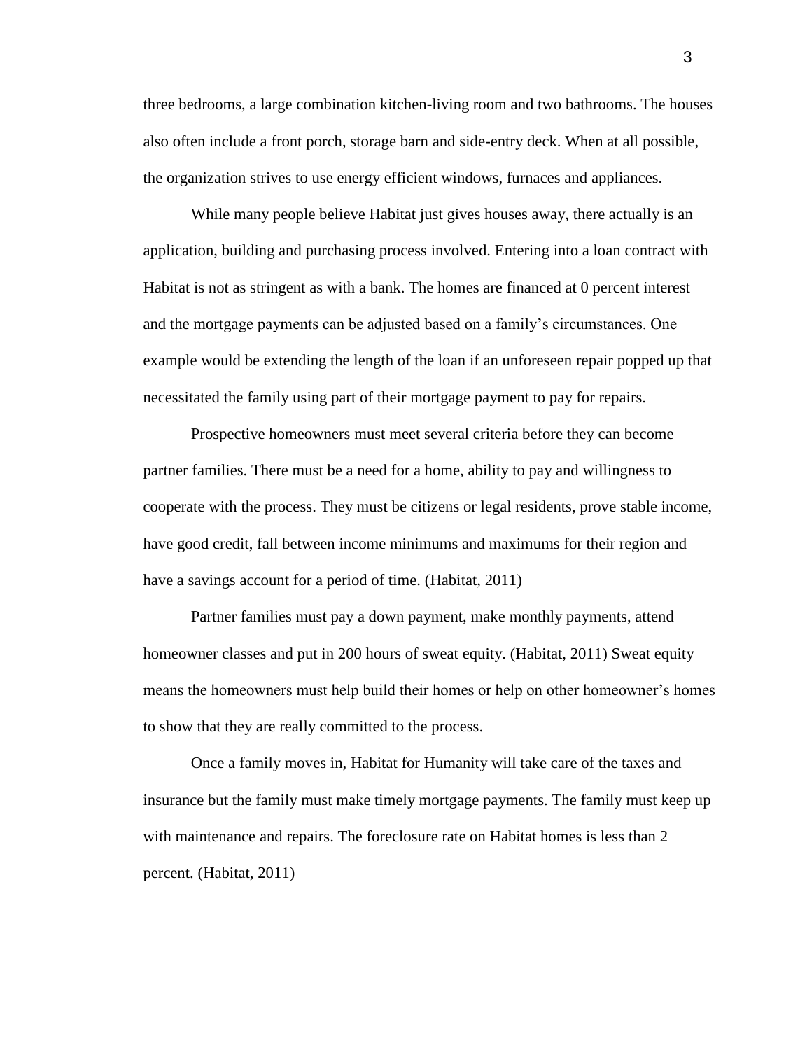three bedrooms, a large combination kitchen-living room and two bathrooms. The houses also often include a front porch, storage barn and side-entry deck. When at all possible, the organization strives to use energy efficient windows, furnaces and appliances.

While many people believe Habitat just gives houses away, there actually is an application, building and purchasing process involved. Entering into a loan contract with Habitat is not as stringent as with a bank. The homes are financed at 0 percent interest and the mortgage payments can be adjusted based on a family's circumstances. One example would be extending the length of the loan if an unforeseen repair popped up that necessitated the family using part of their mortgage payment to pay for repairs.

Prospective homeowners must meet several criteria before they can become partner families. There must be a need for a home, ability to pay and willingness to cooperate with the process. They must be citizens or legal residents, prove stable income, have good credit, fall between income minimums and maximums for their region and have a savings account for a period of time. (Habitat, 2011)

Partner families must pay a down payment, make monthly payments, attend homeowner classes and put in 200 hours of sweat equity. (Habitat, 2011) Sweat equity means the homeowners must help build their homes or help on other homeowner's homes to show that they are really committed to the process.

Once a family moves in, Habitat for Humanity will take care of the taxes and insurance but the family must make timely mortgage payments. The family must keep up with maintenance and repairs. The foreclosure rate on Habitat homes is less than 2 percent. (Habitat, 2011)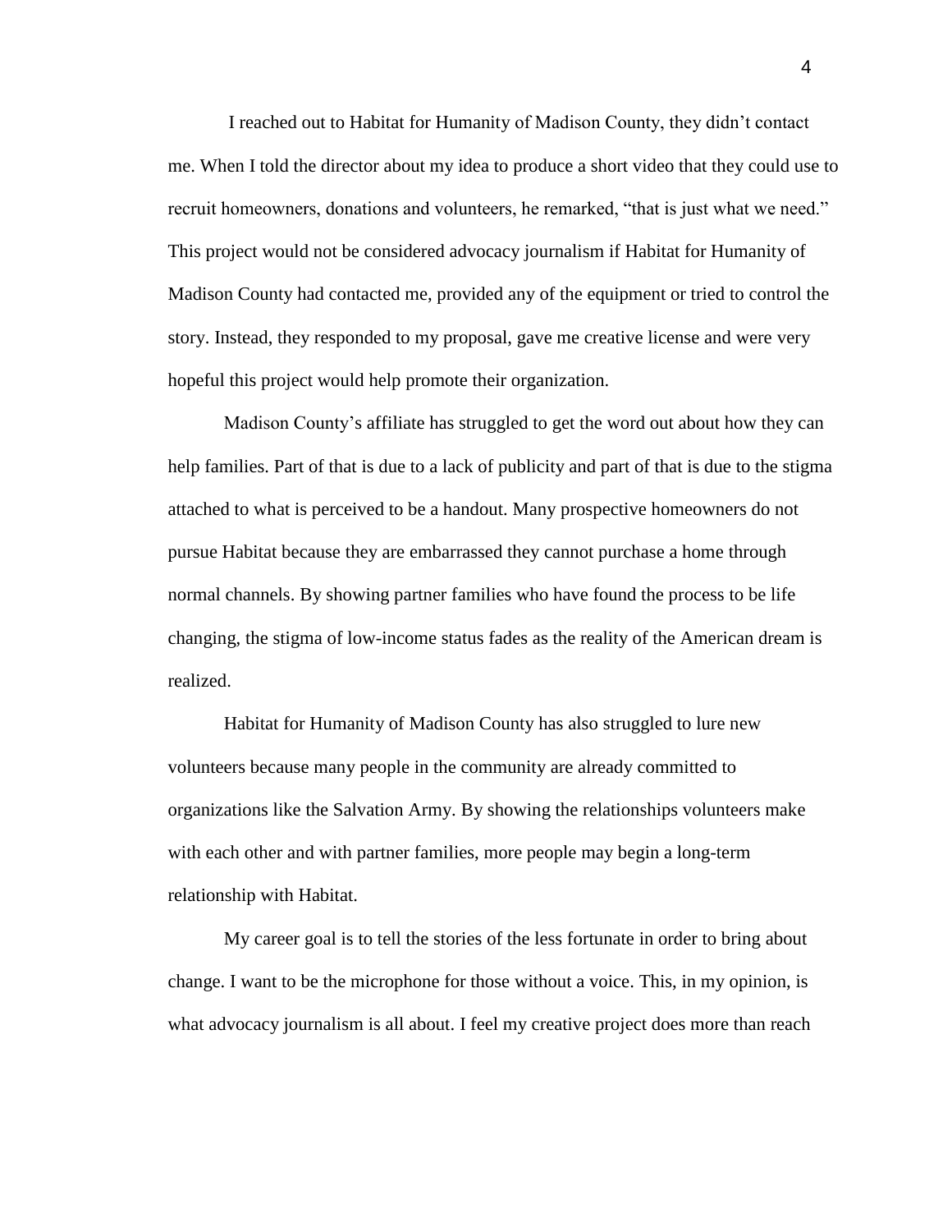I reached out to Habitat for Humanity of Madison County, they didn't contact me. When I told the director about my idea to produce a short video that they could use to recruit homeowners, donations and volunteers, he remarked, "that is just what we need." This project would not be considered advocacy journalism if Habitat for Humanity of Madison County had contacted me, provided any of the equipment or tried to control the story. Instead, they responded to my proposal, gave me creative license and were very hopeful this project would help promote their organization.

Madison County's affiliate has struggled to get the word out about how they can help families. Part of that is due to a lack of publicity and part of that is due to the stigma attached to what is perceived to be a handout. Many prospective homeowners do not pursue Habitat because they are embarrassed they cannot purchase a home through normal channels. By showing partner families who have found the process to be life changing, the stigma of low-income status fades as the reality of the American dream is realized.

Habitat for Humanity of Madison County has also struggled to lure new volunteers because many people in the community are already committed to organizations like the Salvation Army. By showing the relationships volunteers make with each other and with partner families, more people may begin a long-term relationship with Habitat.

My career goal is to tell the stories of the less fortunate in order to bring about change. I want to be the microphone for those without a voice. This, in my opinion, is what advocacy journalism is all about. I feel my creative project does more than reach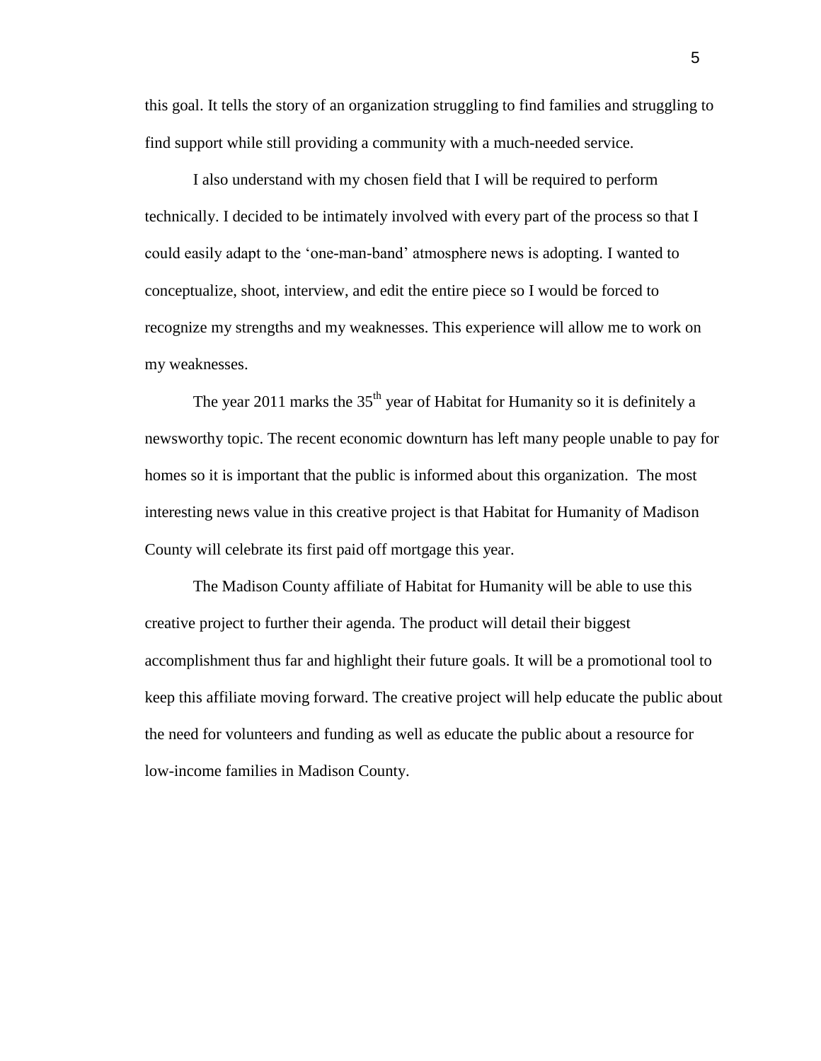this goal. It tells the story of an organization struggling to find families and struggling to find support while still providing a community with a much-needed service.

I also understand with my chosen field that I will be required to perform technically. I decided to be intimately involved with every part of the process so that I could easily adapt to the 'one-man-band' atmosphere news is adopting. I wanted to conceptualize, shoot, interview, and edit the entire piece so I would be forced to recognize my strengths and my weaknesses. This experience will allow me to work on my weaknesses.

The year 2011 marks the 35th year of Habitat for Humanity so it is definitely a newsworthy topic. The recent economic downturn has left many people unable to pay for homes so it is important that the public is informed about this organization. The most interesting news value in this creative project is that Habitat for Humanity of Madison County will celebrate its first paid off mortgage this year.

The Madison County affiliate of Habitat for Humanity will be able to use this creative project to further their agenda. The product will detail their biggest accomplishment thus far and highlight their future goals. It will be a promotional tool to keep this affiliate moving forward. The creative project will help educate the public about the need for volunteers and funding as well as educate the public about a resource for low-income families in Madison County.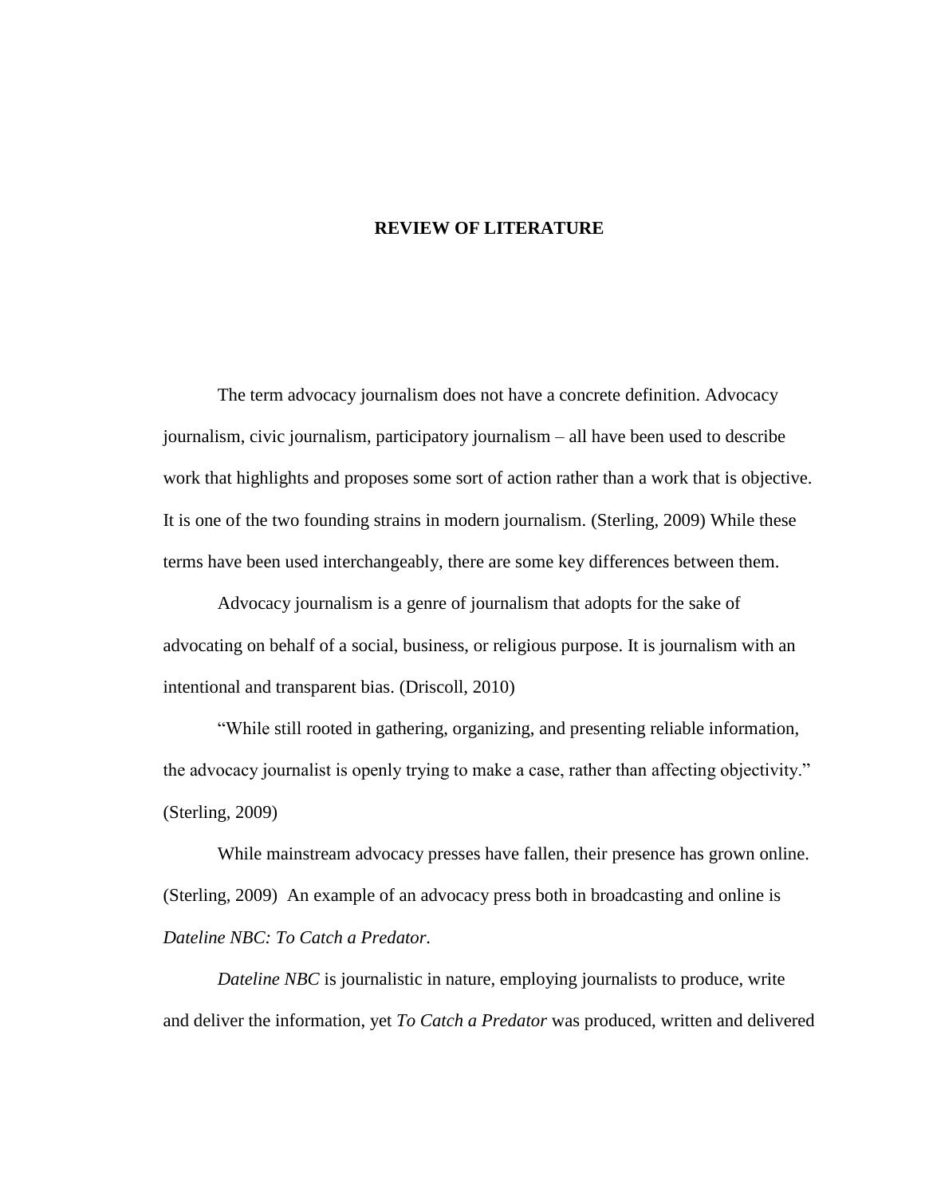# REVIEW OF LITERATURE

The term advocacy journalism does not have a concrete definition. Advocacy journalism, civic journalism, participatory journalism – all have been used to describe work that highlights and proposes some sort of action rather than a work that is objective. It is one of the two founding strains in modern journalism. (Sterling, 2009) While these terms have been used interchangeably, there are some key differences between them.

Advocacy journalism is a genre of journalism that adopts for the sake of advocating on behalf of a social, business, or religious purpose. It is journalism with an intentional and transparent bias. (Driscoll, 2010)

"While still rooted in gathering, organizing, and presenting reliable information, the advocacy journalist is openly trying to make a case, rather than affecting objectivity." (Sterling, 2009)

While mainstream advocacy presses have fallen, their presence has grown online. (Sterling, 2009) An example of an advocacy press both in broadcasting and online is *Dateline NBC: To Catch a Predator.*

*Dateline NBC* is journalistic in nature, employing journalists to produce, write and deliver the information, yet *To Catch a Predator* was produced, written and delivered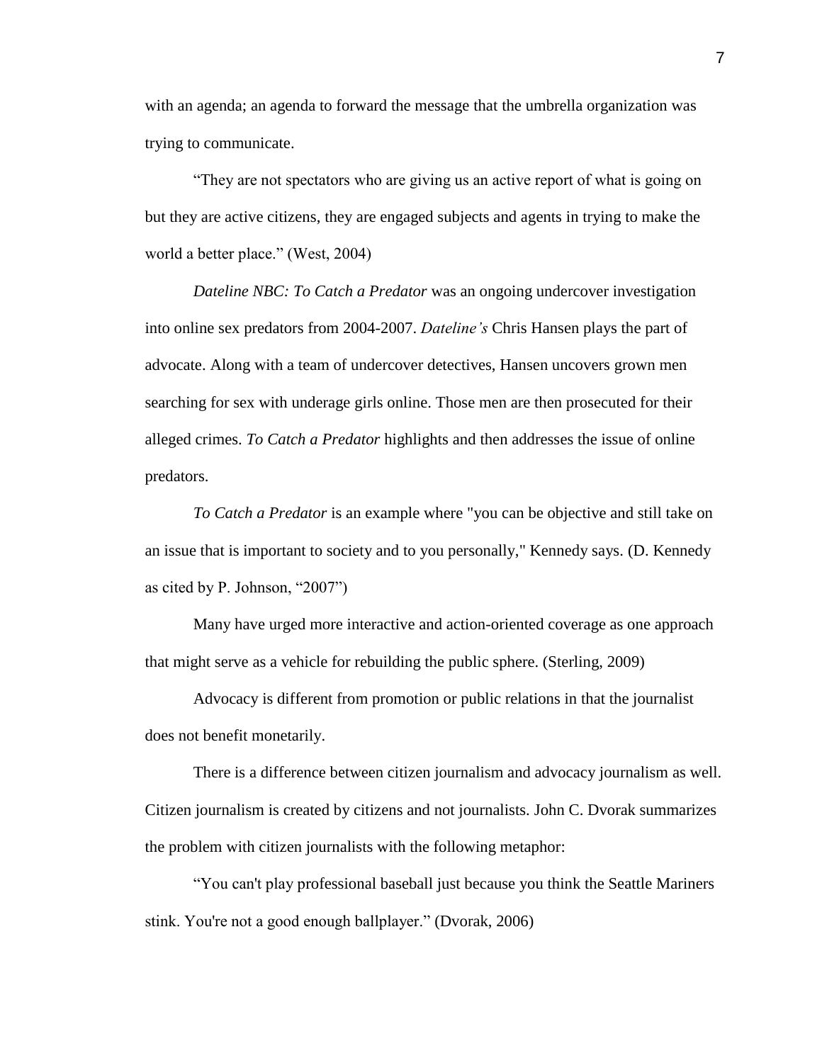with an agenda; an agenda to forward the message that the umbrella organization was trying to communicate.

"They are not spectators who are giving us an active report of what is going on but they are active citizens, they are engaged subjects and agents in trying to make the world a better place." (West, 2004)

*Dateline NBC: To Catch a Predator* was an ongoing undercover investigation into online sex predators from 2004-2007. *Dateline's* Chris Hansen plays the part of advocate. Along with a team of undercover detectives, Hansen uncovers grown men searching for sex with underage girls online. Those men are then prosecuted for their alleged crimes. *To Catch a Predator* highlights and then addresses the issue of online predators.

*To Catch a Predator* is an example where "you can be objective and still take on an issue that is important to society and to you personally," Kennedy says. (D. Kennedy as cited by P. Johnson, "2007")

Many have urged more interactive and action-oriented coverage as one approach that might serve as a vehicle for rebuilding the public sphere. (Sterling, 2009)

Advocacy is different from promotion or public relations in that the journalist does not benefit monetarily.

There is a difference between citizen journalism and advocacy journalism as well. Citizen journalism is created by citizens and not journalists. John C. Dvorak summarizes the problem with citizen journalists with the following metaphor:

"You can't play professional baseball just because you think the Seattle Mariners stink. You're not a good enough ballplayer." (Dvorak, 2006)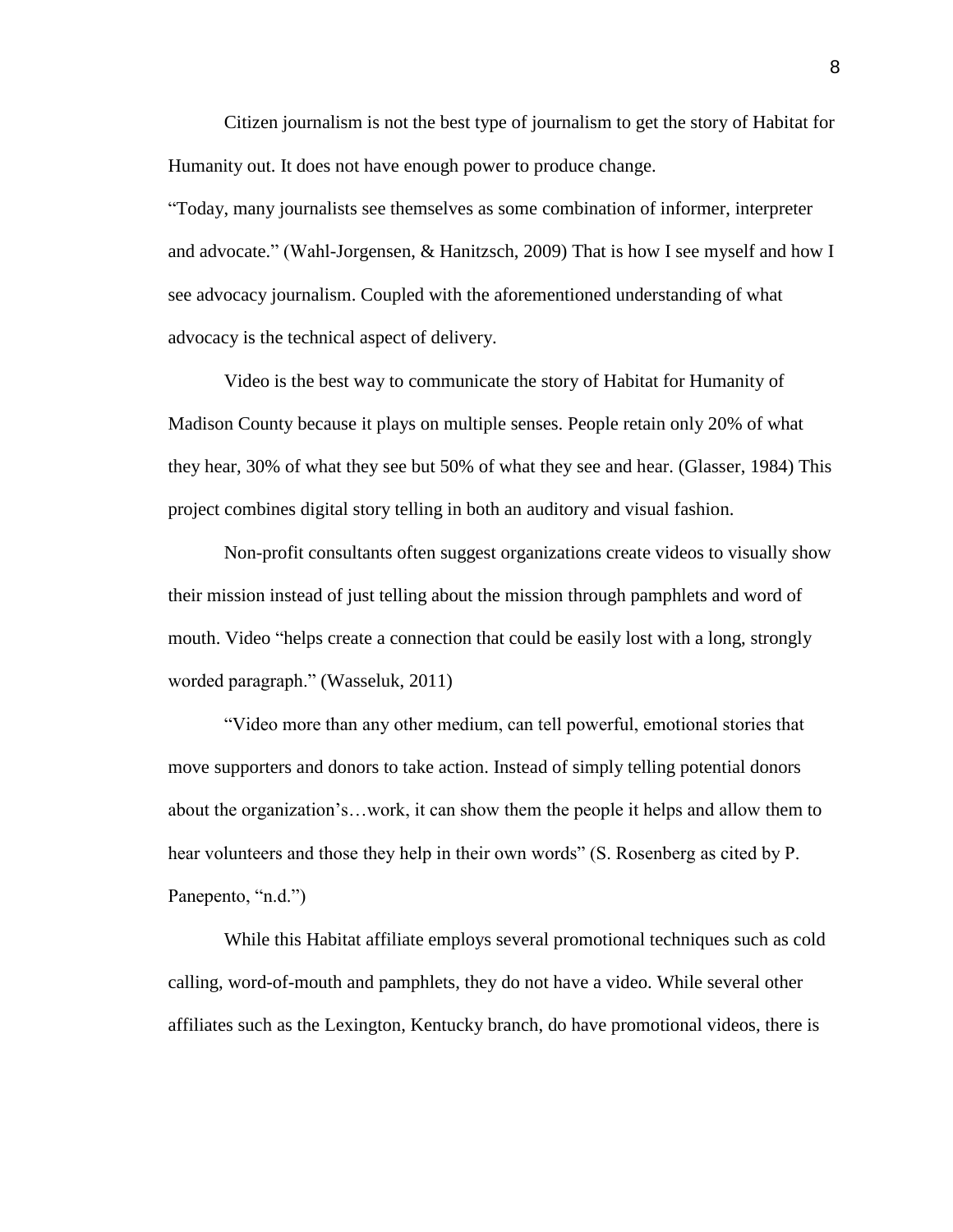Citizen journalism is not the best type of journalism to get the story of Habitat for Humanity out. It does not have enough power to produce change.

"Today, many journalists see themselves as some combination of informer, interpreter and advocate." (Wahl-Jorgensen, & Hanitzsch, 2009) That is how I see myself and how I see advocacy journalism. Coupled with the aforementioned understanding of what advocacy is the technical aspect of delivery.

Video is the best way to communicate the story of Habitat for Humanity of Madison County because it plays on multiple senses. People retain only 20% of what they hear, 30% of what they see but 50% of what they see and hear. (Glasser, 1984) This project combines digital story telling in both an auditory and visual fashion.

Non-profit consultants often suggest organizations create videos to visually show their mission instead of just telling about the mission through pamphlets and word of mouth. Video "helps create a connection that could be easily lost with a long, strongly worded paragraph." (Wasseluk, 2011)

"Video more than any other medium, can tell powerful, emotional stories that move supporters and donors to take action. Instead of simply telling potential donors about the organization's…work, it can show them the people it helps and allow them to hear volunteers and those they help in their own words" (S. Rosenberg as cited by P. Panepento, "n.d.")

While this Habitat affiliate employs several promotional techniques such as cold calling, word-of-mouth and pamphlets, they do not have a video. While several other affiliates such as the Lexington, Kentucky branch, do have promotional videos, there is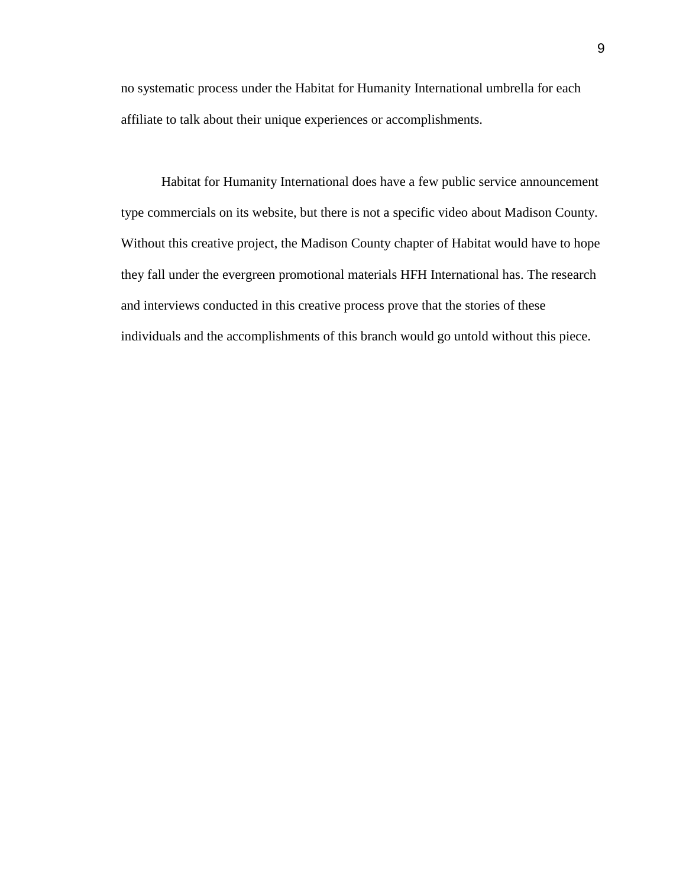no systematic process under the Habitat for Humanity International umbrella for each affiliate to talk about their unique experiences or accomplishments.

Habitat for Humanity International does have a few public service announcement type commercials on its website, but there is not a specific video about Madison County. Without this creative project, the Madison County chapter of Habitat would have to hope they fall under the evergreen promotional materials HFH International has. The research and interviews conducted in this creative process prove that the stories of these individuals and the accomplishments of this branch would go untold without this piece.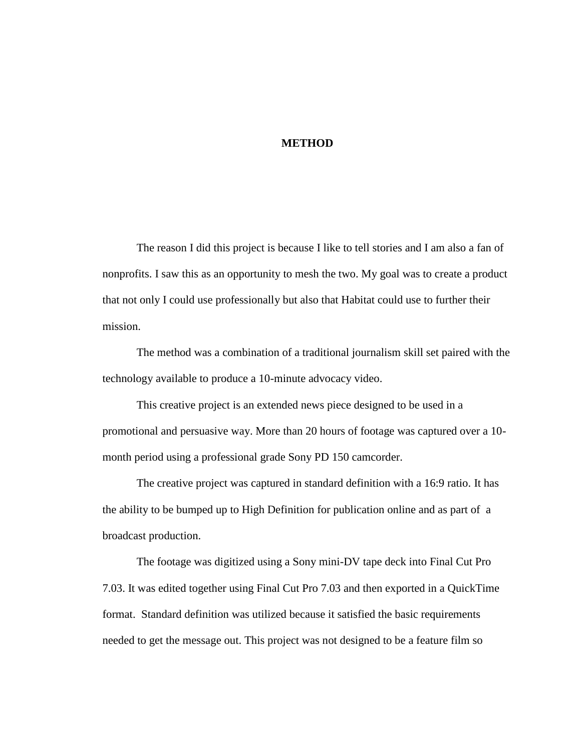# METHOD

The reason I did this project is because I like to tell stories and I am also a fan of nonprofits. I saw this as an opportunity to mesh the two. My goal was to create a product that not only I could use professionally but also that Habitat could use to further their mission.

The method was a combination of a traditional journalism skill set paired with the technology available to produce a 10-minute advocacy video.

This creative project is an extended news piece designed to be used in a promotional and persuasive way. More than 20 hours of footage was captured over a 10-month period using a professional grade Sony PD 150 camcorder.

The creative project was captured in standard definition with a 16:9 ratio. It has the ability to be bumped up to High Definition for publication online and as part of a broadcast production.

The footage was digitized using a Sony mini-DV tape deck into Final Cut Pro 7.03. It was edited together using Final Cut Pro 7.03 and then exported in a QuickTime format. Standard definition was utilized because it satisfied the basic requirements needed to get the message out. This project was not designed to be a feature film so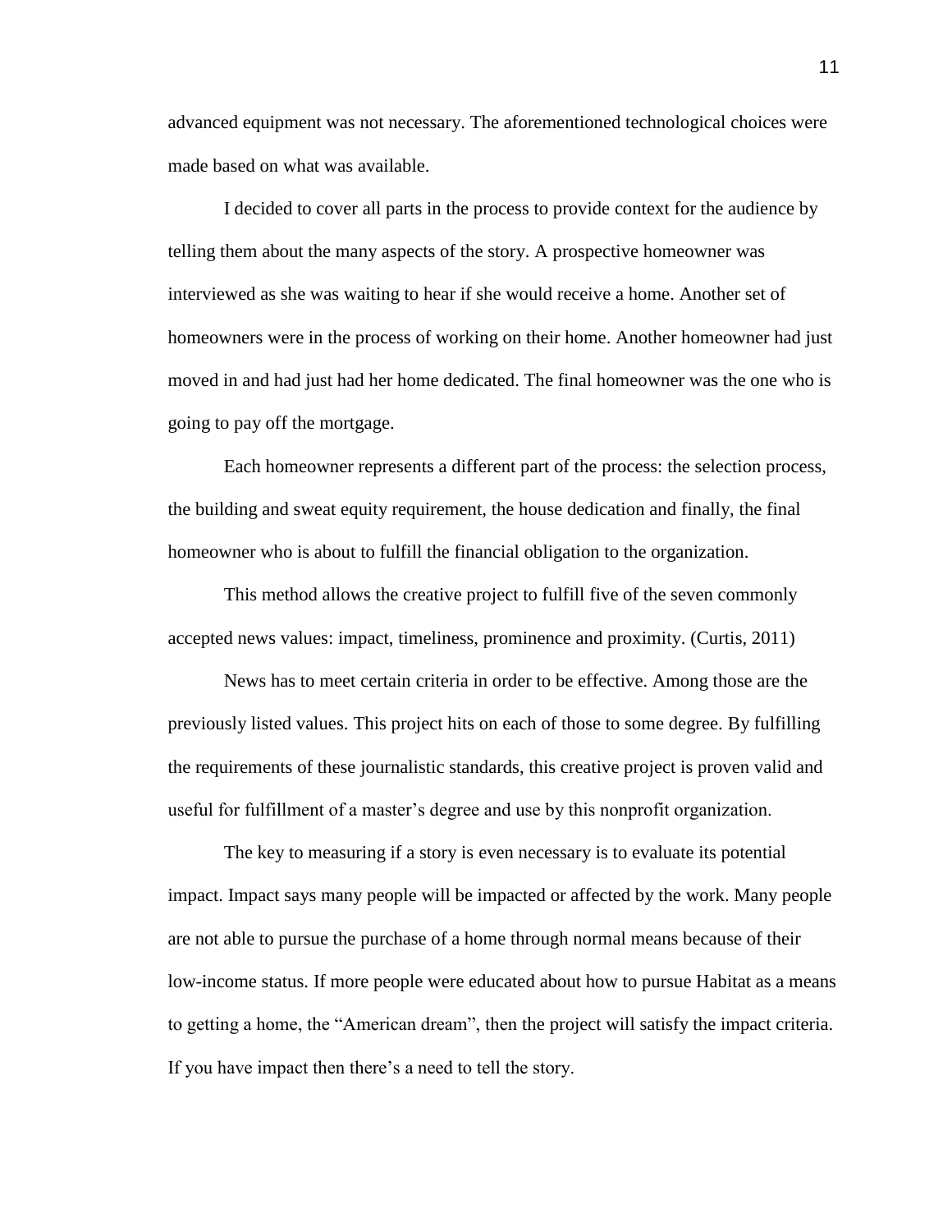advanced equipment was not necessary. The aforementioned technological choices were made based on what was available.

I decided to cover all parts in the process to provide context for the audience by telling them about the many aspects of the story. A prospective homeowner was interviewed as she was waiting to hear if she would receive a home. Another set of homeowners were in the process of working on their home. Another homeowner had just moved in and had just had her home dedicated. The final homeowner was the one who is going to pay off the mortgage.

Each homeowner represents a different part of the process: the selection process, the building and sweat equity requirement, the house dedication and finally, the final homeowner who is about to fulfill the financial obligation to the organization.

This method allows the creative project to fulfill five of the seven commonly accepted news values: impact, timeliness, prominence and proximity. (Curtis, 2011)

News has to meet certain criteria in order to be effective. Among those are the previously listed values. This project hits on each of those to some degree. By fulfilling the requirements of these journalistic standards, this creative project is proven valid and useful for fulfillment of a master's degree and use by this nonprofit organization.

The key to measuring if a story is even necessary is to evaluate its potential impact. Impact says many people will be impacted or affected by the work. Many people are not able to pursue the purchase of a home through normal means because of their low-income status. If more people were educated about how to pursue Habitat as a means to getting a home, the "American dream", then the project will satisfy the impact criteria. If you have impact then there's a need to tell the story.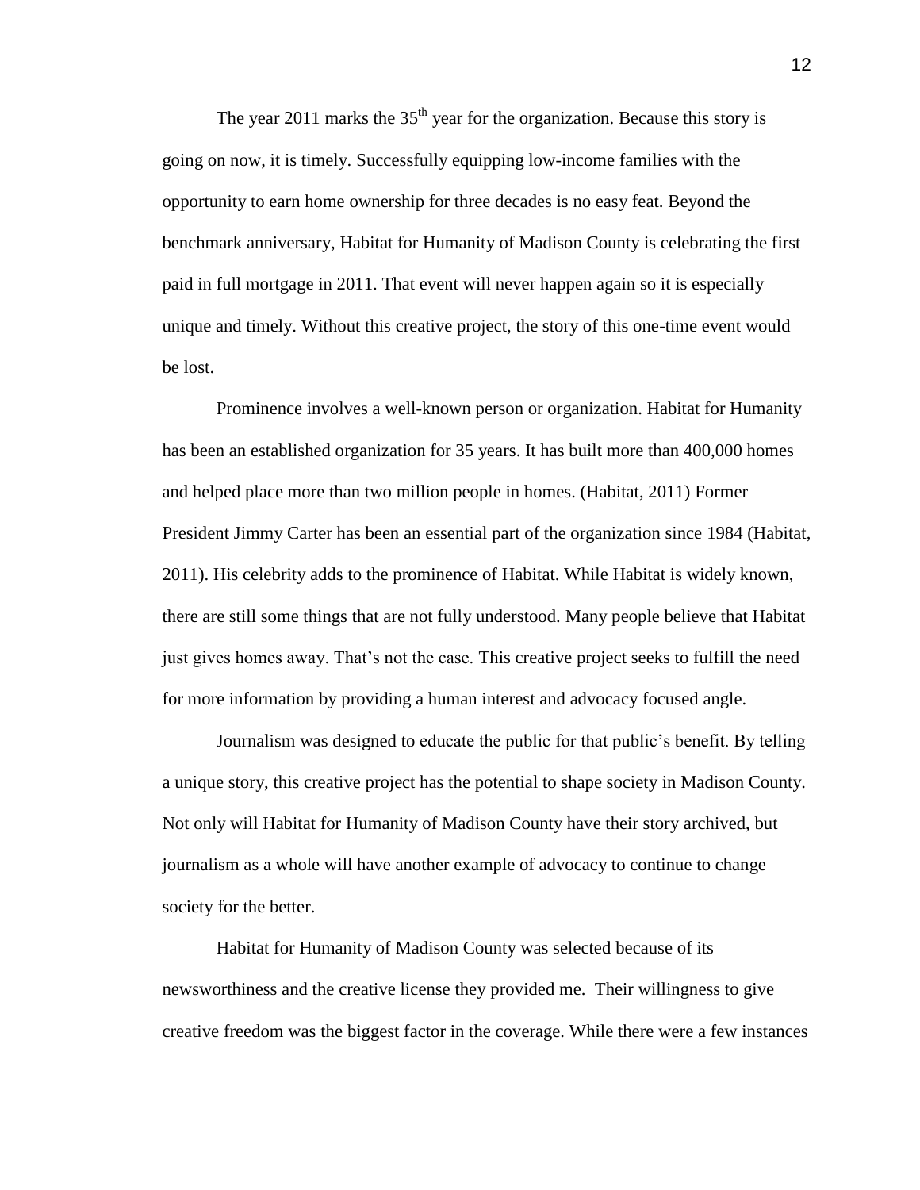The year 2011 marks the $35^{th}$ year for the organization. Because this story is going on now, it is timely. Successfully equipping low-income families with the opportunity to earn home ownership for three decades is no easy feat. Beyond the benchmark anniversary, Habitat for Humanity of Madison County is celebrating the first paid in full mortgage in 2011. That event will never happen again so it is especially unique and timely. Without this creative project, the story of this one-time event would be lost.

Prominence involves a well-known person or organization. Habitat for Humanity has been an established organization for 35 years. It has built more than 400,000 homes and helped place more than two million people in homes. (Habitat, 2011) Former President Jimmy Carter has been an essential part of the organization since 1984 (Habitat, 2011). His celebrity adds to the prominence of Habitat. While Habitat is widely known, there are still some things that are not fully understood. Many people believe that Habitat just gives homes away. That's not the case. This creative project seeks to fulfill the need for more information by providing a human interest and advocacy focused angle.

Journalism was designed to educate the public for that public's benefit. By telling a unique story, this creative project has the potential to shape society in Madison County. Not only will Habitat for Humanity of Madison County have their story archived, but journalism as a whole will have another example of advocacy to continue to change society for the better.

Habitat for Humanity of Madison County was selected because of its newsworthiness and the creative license they provided me. Their willingness to give creative freedom was the biggest factor in the coverage. While there were a few instances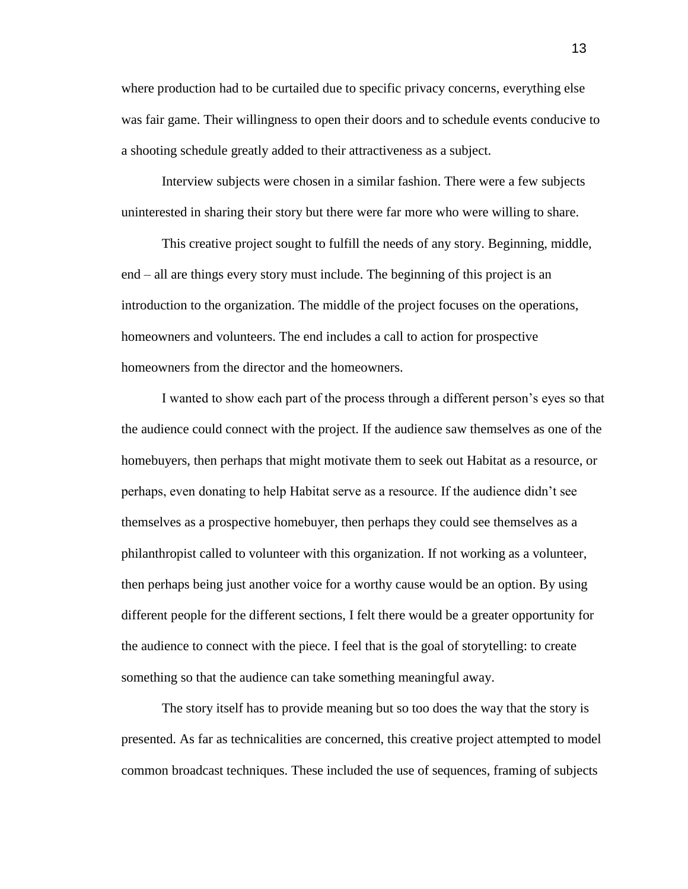where production had to be curtailed due to specific privacy concerns, everything else was fair game. Their willingness to open their doors and to schedule events conducive to a shooting schedule greatly added to their attractiveness as a subject.

Interview subjects were chosen in a similar fashion. There were a few subjects uninterested in sharing their story but there were far more who were willing to share.

This creative project sought to fulfill the needs of any story. Beginning, middle, end – all are things every story must include. The beginning of this project is an introduction to the organization. The middle of the project focuses on the operations, homeowners and volunteers. The end includes a call to action for prospective homeowners from the director and the homeowners.

I wanted to show each part of the process through a different person's eyes so that the audience could connect with the project. If the audience saw themselves as one of the homebuyers, then perhaps that might motivate them to seek out Habitat as a resource, or perhaps, even donating to help Habitat serve as a resource. If the audience didn't see themselves as a prospective homebuyer, then perhaps they could see themselves as a philanthropist called to volunteer with this organization. If not working as a volunteer, then perhaps being just another voice for a worthy cause would be an option. By using different people for the different sections, I felt there would be a greater opportunity for the audience to connect with the piece. I feel that is the goal of storytelling: to create something so that the audience can take something meaningful away.

The story itself has to provide meaning but so too does the way that the story is presented. As far as technicalities are concerned, this creative project attempted to model common broadcast techniques. These included the use of sequences, framing of subjects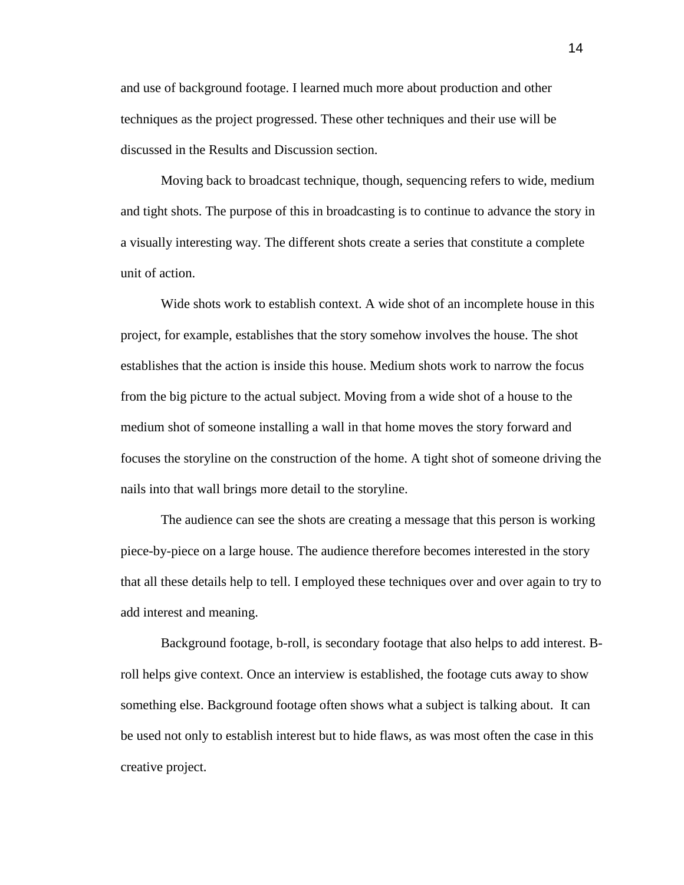and use of background footage. I learned much more about production and other techniques as the project progressed. These other techniques and their use will be discussed in the Results and Discussion section.

Moving back to broadcast technique, though, sequencing refers to wide, medium and tight shots. The purpose of this in broadcasting is to continue to advance the story in a visually interesting way. The different shots create a series that constitute a complete unit of action.

Wide shots work to establish context. A wide shot of an incomplete house in this project, for example, establishes that the story somehow involves the house. The shot establishes that the action is inside this house. Medium shots work to narrow the focus from the big picture to the actual subject. Moving from a wide shot of a house to the medium shot of someone installing a wall in that home moves the story forward and focuses the storyline on the construction of the home. A tight shot of someone driving the nails into that wall brings more detail to the storyline.

The audience can see the shots are creating a message that this person is working piece-by-piece on a large house. The audience therefore becomes interested in the story that all these details help to tell. I employed these techniques over and over again to try to add interest and meaning.

Background footage, b-roll, is secondary footage that also helps to add interest. B-roll helps give context. Once an interview is established, the footage cuts away to show something else. Background footage often shows what a subject is talking about. It can be used not only to establish interest but to hide flaws, as was most often the case in this creative project.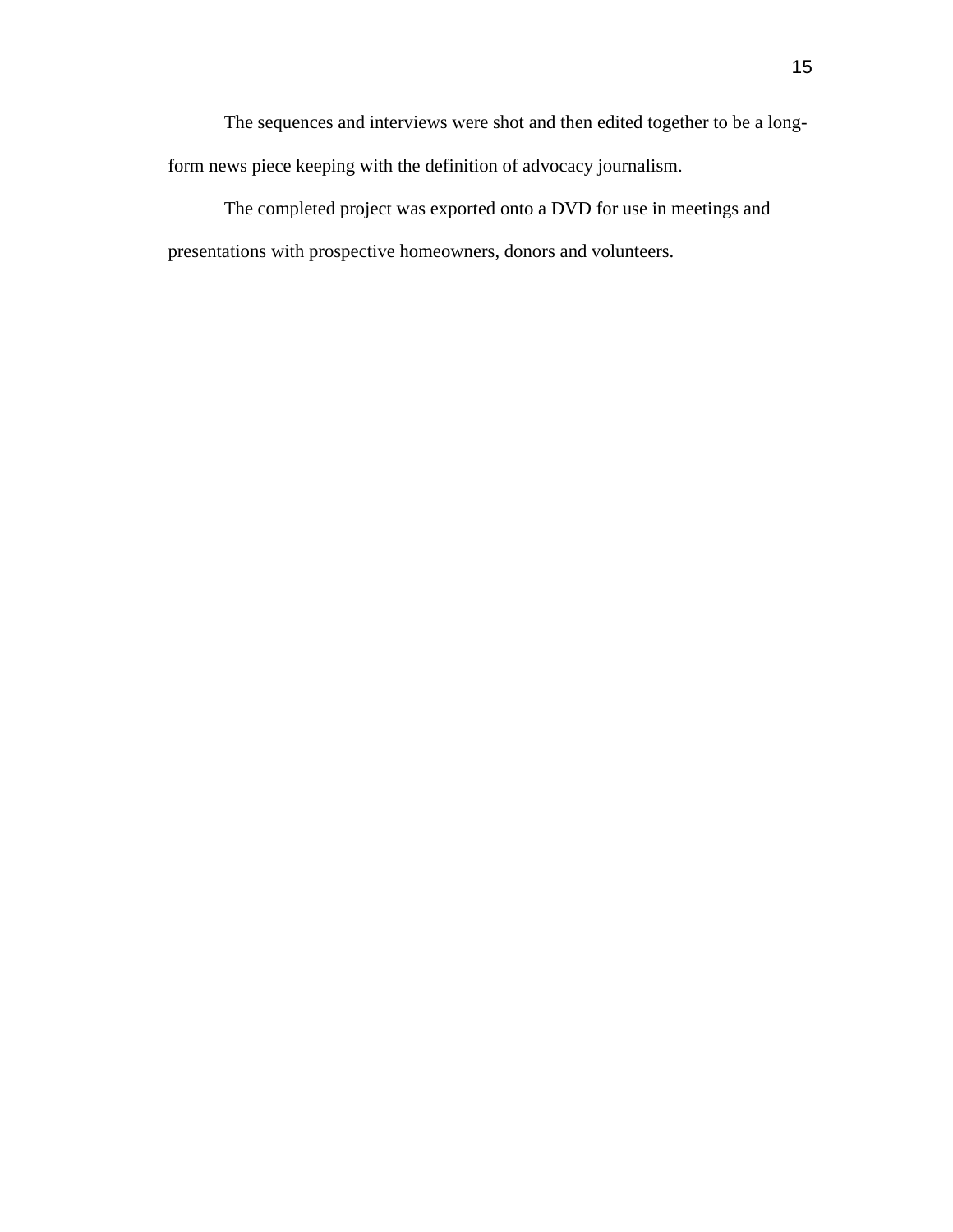The sequences and interviews were shot and then edited together to be a long-form news piece keeping with the definition of advocacy journalism.

The completed project was exported onto a DVD for use in meetings and presentations with prospective homeowners, donors and volunteers.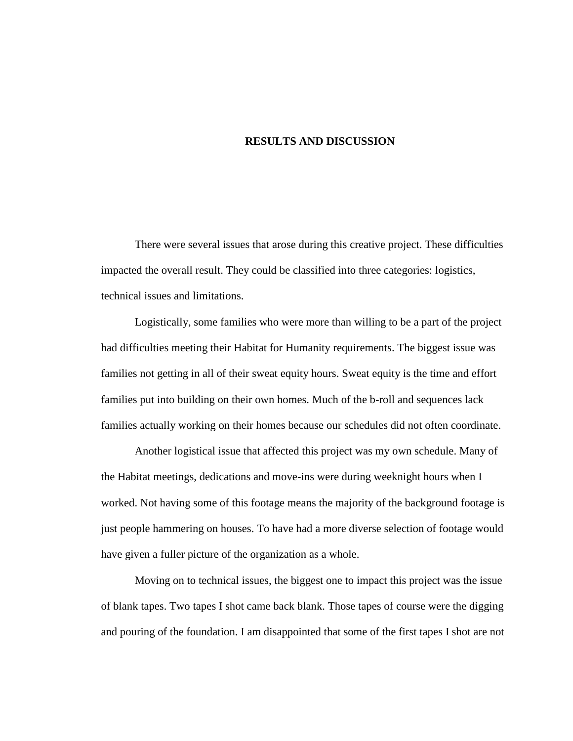# RESULTS AND DISCUSSION

There were several issues that arose during this creative project. These difficulties impacted the overall result. They could be classified into three categories: logistics, technical issues and limitations.

Logistically, some families who were more than willing to be a part of the project had difficulties meeting their Habitat for Humanity requirements. The biggest issue was families not getting in all of their sweat equity hours. Sweat equity is the time and effort families put into building on their own homes. Much of the b-roll and sequences lack families actually working on their homes because our schedules did not often coordinate.

Another logistical issue that affected this project was my own schedule. Many of the Habitat meetings, dedications and move-ins were during weeknight hours when I worked. Not having some of this footage means the majority of the background footage is just people hammering on houses. To have had a more diverse selection of footage would have given a fuller picture of the organization as a whole.

Moving on to technical issues, the biggest one to impact this project was the issue of blank tapes. Two tapes I shot came back blank. Those tapes of course were the digging and pouring of the foundation. I am disappointed that some of the first tapes I shot are not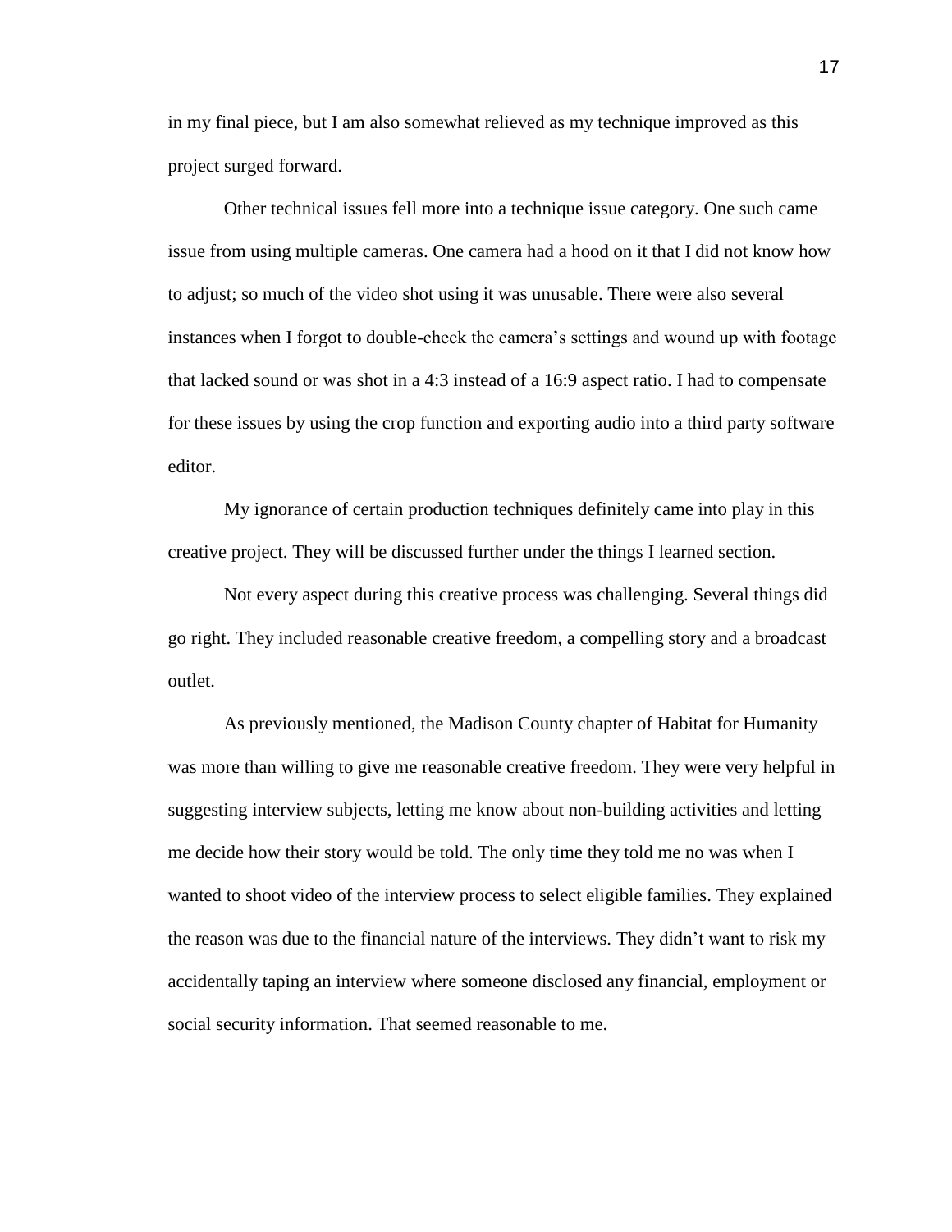in my final piece, but I am also somewhat relieved as my technique improved as this project surged forward.

Other technical issues fell more into a technique issue category. One such came issue from using multiple cameras. One camera had a hood on it that I did not know how to adjust; so much of the video shot using it was unusable. There were also several instances when I forgot to double-check the camera's settings and wound up with footage that lacked sound or was shot in a 4:3 instead of a 16:9 aspect ratio. I had to compensate for these issues by using the crop function and exporting audio into a third party software editor.

My ignorance of certain production techniques definitely came into play in this creative project. They will be discussed further under the things I learned section.

Not every aspect during this creative process was challenging. Several things did go right. They included reasonable creative freedom, a compelling story and a broadcast outlet.

As previously mentioned, the Madison County chapter of Habitat for Humanity was more than willing to give me reasonable creative freedom. They were very helpful in suggesting interview subjects, letting me know about non-building activities and letting me decide how their story would be told. The only time they told me no was when I wanted to shoot video of the interview process to select eligible families. They explained the reason was due to the financial nature of the interviews. They didn't want to risk my accidentally taping an interview where someone disclosed any financial, employment or social security information. That seemed reasonable to me.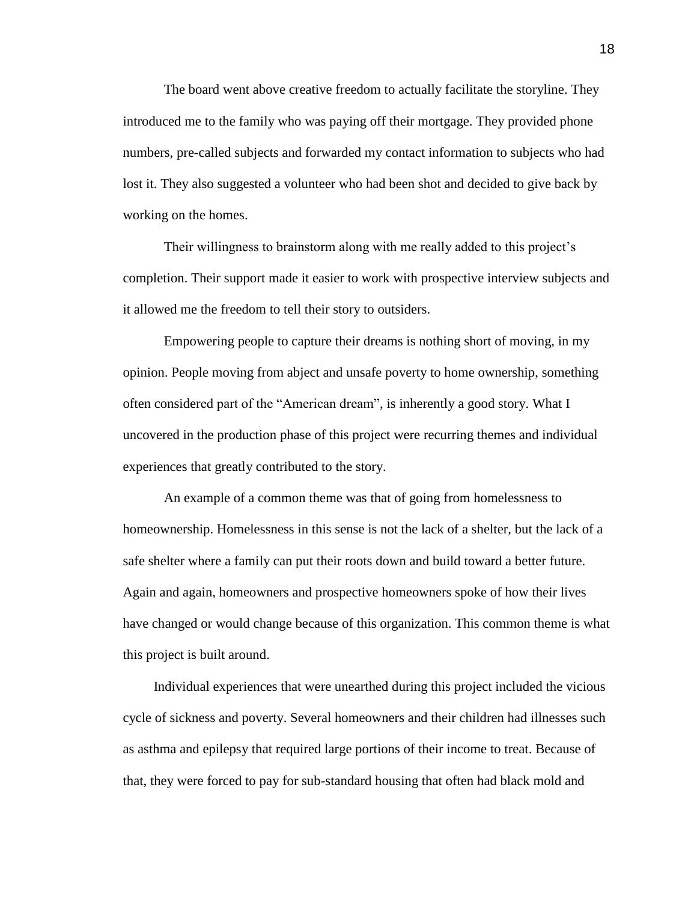The board went above creative freedom to actually facilitate the storyline. They introduced me to the family who was paying off their mortgage. They provided phone numbers, pre-called subjects and forwarded my contact information to subjects who had lost it. They also suggested a volunteer who had been shot and decided to give back by working on the homes.

Their willingness to brainstorm along with me really added to this project's completion. Their support made it easier to work with prospective interview subjects and it allowed me the freedom to tell their story to outsiders.

Empowering people to capture their dreams is nothing short of moving, in my opinion. People moving from abject and unsafe poverty to home ownership, something often considered part of the "American dream", is inherently a good story. What I uncovered in the production phase of this project were recurring themes and individual experiences that greatly contributed to the story.

An example of a common theme was that of going from homelessness to homeownership. Homelessness in this sense is not the lack of a shelter, but the lack of a safe shelter where a family can put their roots down and build toward a better future. Again and again, homeowners and prospective homeowners spoke of how their lives have changed or would change because of this organization. This common theme is what this project is built around.

Individual experiences that were unearthed during this project included the vicious cycle of sickness and poverty. Several homeowners and their children had illnesses such as asthma and epilepsy that required large portions of their income to treat. Because of that, they were forced to pay for sub-standard housing that often had black mold and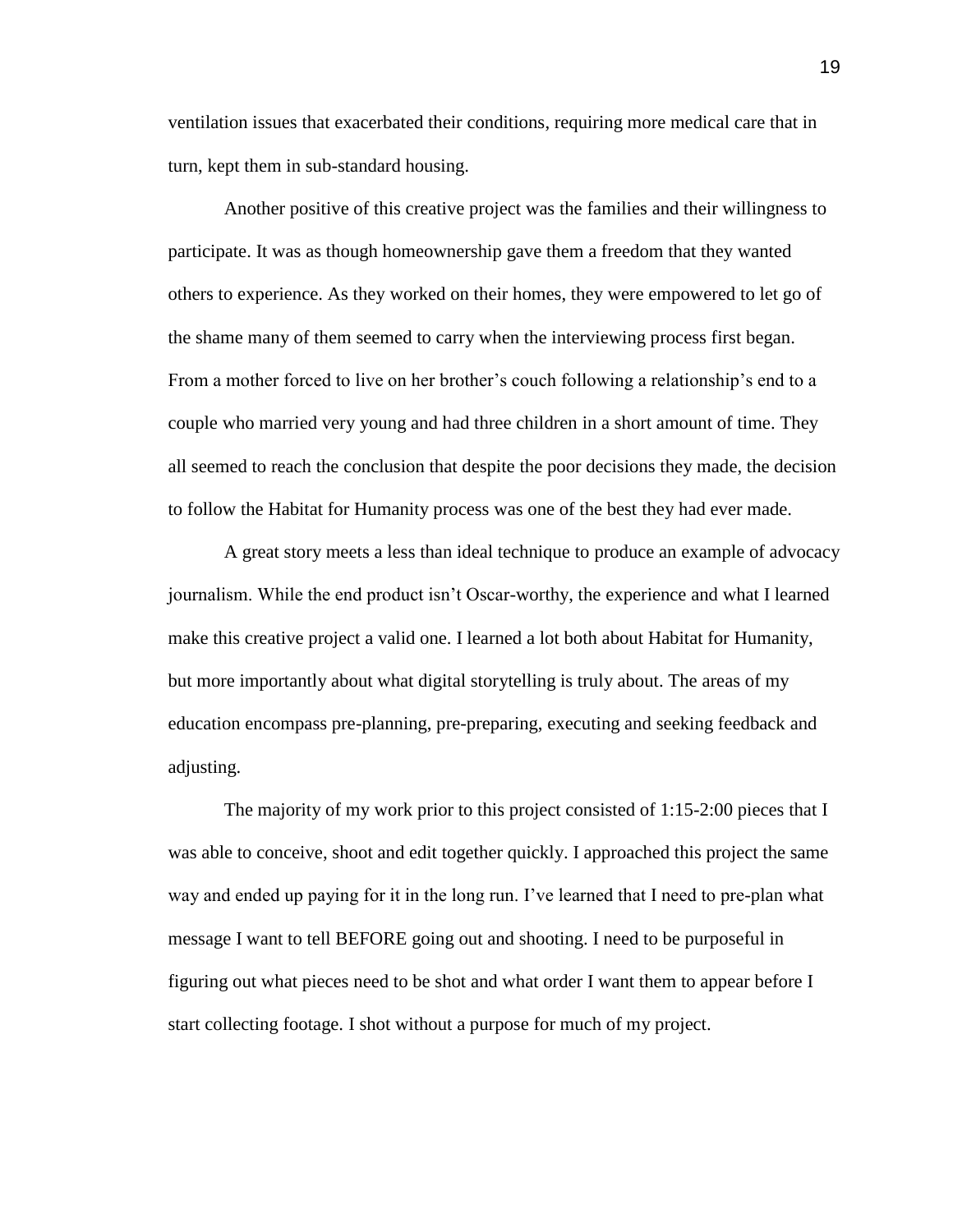ventilation issues that exacerbated their conditions, requiring more medical care that in turn, kept them in sub-standard housing.

Another positive of this creative project was the families and their willingness to participate. It was as though homeownership gave them a freedom that they wanted others to experience. As they worked on their homes, they were empowered to let go of the shame many of them seemed to carry when the interviewing process first began. From a mother forced to live on her brother's couch following a relationship's end to a couple who married very young and had three children in a short amount of time. They all seemed to reach the conclusion that despite the poor decisions they made, the decision to follow the Habitat for Humanity process was one of the best they had ever made.

A great story meets a less than ideal technique to produce an example of advocacy journalism. While the end product isn't Oscar-worthy, the experience and what I learned make this creative project a valid one. I learned a lot both about Habitat for Humanity, but more importantly about what digital storytelling is truly about. The areas of my education encompass pre-planning, pre-preparing, executing and seeking feedback and adjusting.

The majority of my work prior to this project consisted of 1:15-2:00 pieces that I was able to conceive, shoot and edit together quickly. I approached this project the same way and ended up paying for it in the long run. I've learned that I need to pre-plan what message I want to tell BEFORE going out and shooting. I need to be purposeful in figuring out what pieces need to be shot and what order I want them to appear before I start collecting footage. I shot without a purpose for much of my project.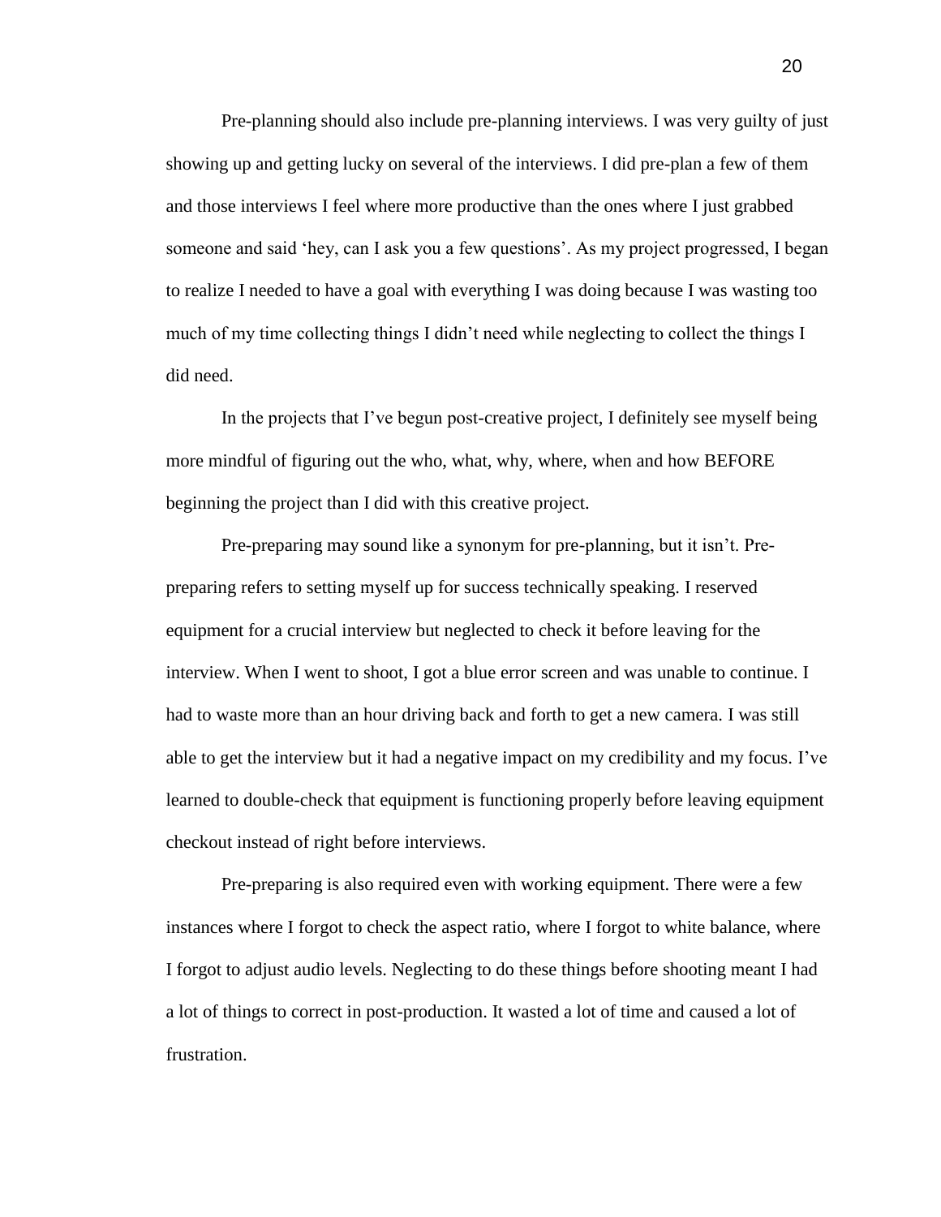Pre-planning should also include pre-planning interviews. I was very guilty of just showing up and getting lucky on several of the interviews. I did pre-plan a few of them and those interviews I feel where more productive than the ones where I just grabbed someone and said 'hey, can I ask you a few questions'. As my project progressed, I began to realize I needed to have a goal with everything I was doing because I was wasting too much of my time collecting things I didn't need while neglecting to collect the things I did need.

In the projects that I've begun post-creative project, I definitely see myself being more mindful of figuring out the who, what, why, where, when and how BEFORE beginning the project than I did with this creative project.

Pre-preparing may sound like a synonym for pre-planning, but it isn't. Pre-preparing refers to setting myself up for success technically speaking. I reserved equipment for a crucial interview but neglected to check it before leaving for the interview. When I went to shoot, I got a blue error screen and was unable to continue. I had to waste more than an hour driving back and forth to get a new camera. I was still able to get the interview but it had a negative impact on my credibility and my focus. I've learned to double-check that equipment is functioning properly before leaving equipment checkout instead of right before interviews.

Pre-preparing is also required even with working equipment. There were a few instances where I forgot to check the aspect ratio, where I forgot to white balance, where I forgot to adjust audio levels. Neglecting to do these things before shooting meant I had a lot of things to correct in post-production. It wasted a lot of time and caused a lot of frustration.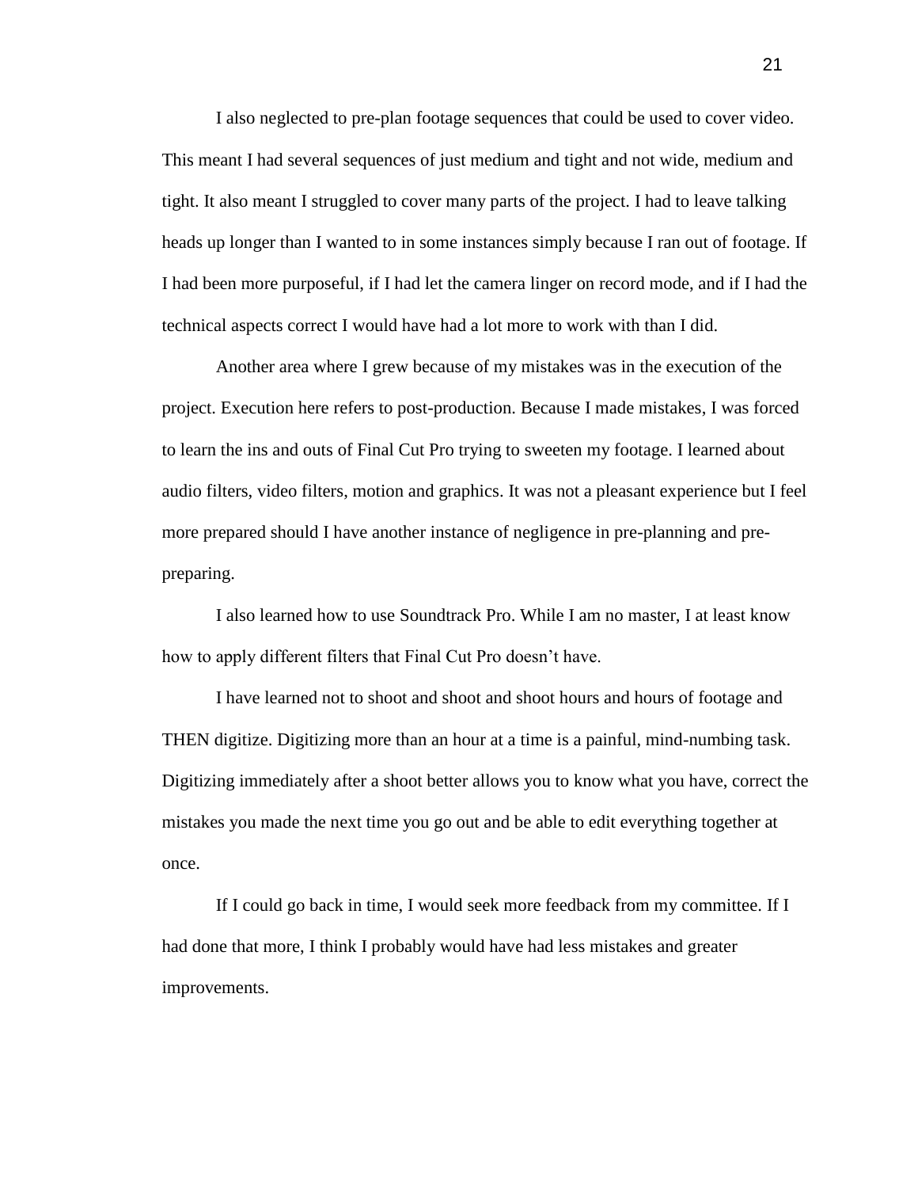I also neglected to pre-plan footage sequences that could be used to cover video. This meant I had several sequences of just medium and tight and not wide, medium and tight. It also meant I struggled to cover many parts of the project. I had to leave talking heads up longer than I wanted to in some instances simply because I ran out of footage. If I had been more purposeful, if I had let the camera linger on record mode, and if I had the technical aspects correct I would have had a lot more to work with than I did.

Another area where I grew because of my mistakes was in the execution of the project. Execution here refers to post-production. Because I made mistakes, I was forced to learn the ins and outs of Final Cut Pro trying to sweeten my footage. I learned about audio filters, video filters, motion and graphics. It was not a pleasant experience but I feel more prepared should I have another instance of negligence in pre-planning and pre-preparing.

I also learned how to use Soundtrack Pro. While I am no master, I at least know how to apply different filters that Final Cut Pro doesn't have.

I have learned not to shoot and shoot and shoot hours and hours of footage and THEN digitize. Digitizing more than an hour at a time is a painful, mind-numbing task. Digitizing immediately after a shoot better allows you to know what you have, correct the mistakes you made the next time you go out and be able to edit everything together at once.

If I could go back in time, I would seek more feedback from my committee. If I had done that more, I think I probably would have had less mistakes and greater improvements.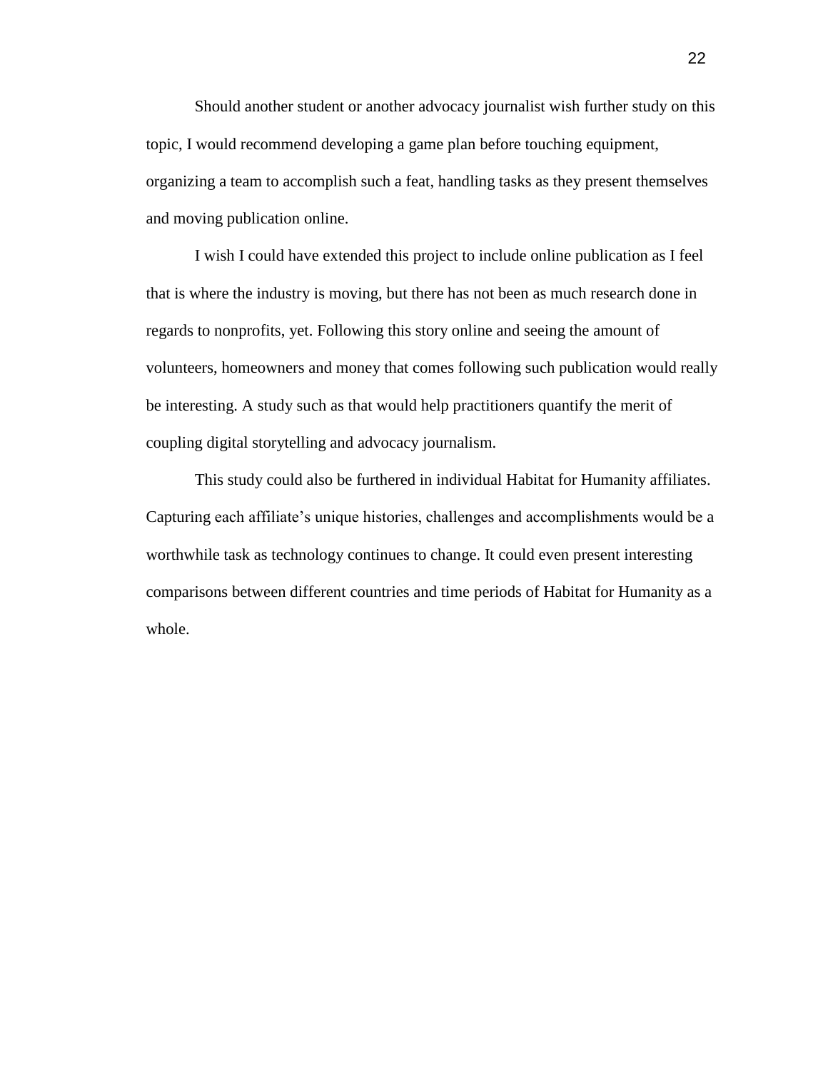Should another student or another advocacy journalist wish further study on this topic, I would recommend developing a game plan before touching equipment, organizing a team to accomplish such a feat, handling tasks as they present themselves and moving publication online.

I wish I could have extended this project to include online publication as I feel that is where the industry is moving, but there has not been as much research done in regards to nonprofits, yet. Following this story online and seeing the amount of volunteers, homeowners and money that comes following such publication would really be interesting. A study such as that would help practitioners quantify the merit of coupling digital storytelling and advocacy journalism.

This study could also be furthered in individual Habitat for Humanity affiliates. Capturing each affiliate's unique histories, challenges and accomplishments would be a worthwhile task as technology continues to change. It could even present interesting comparisons between different countries and time periods of Habitat for Humanity as a whole.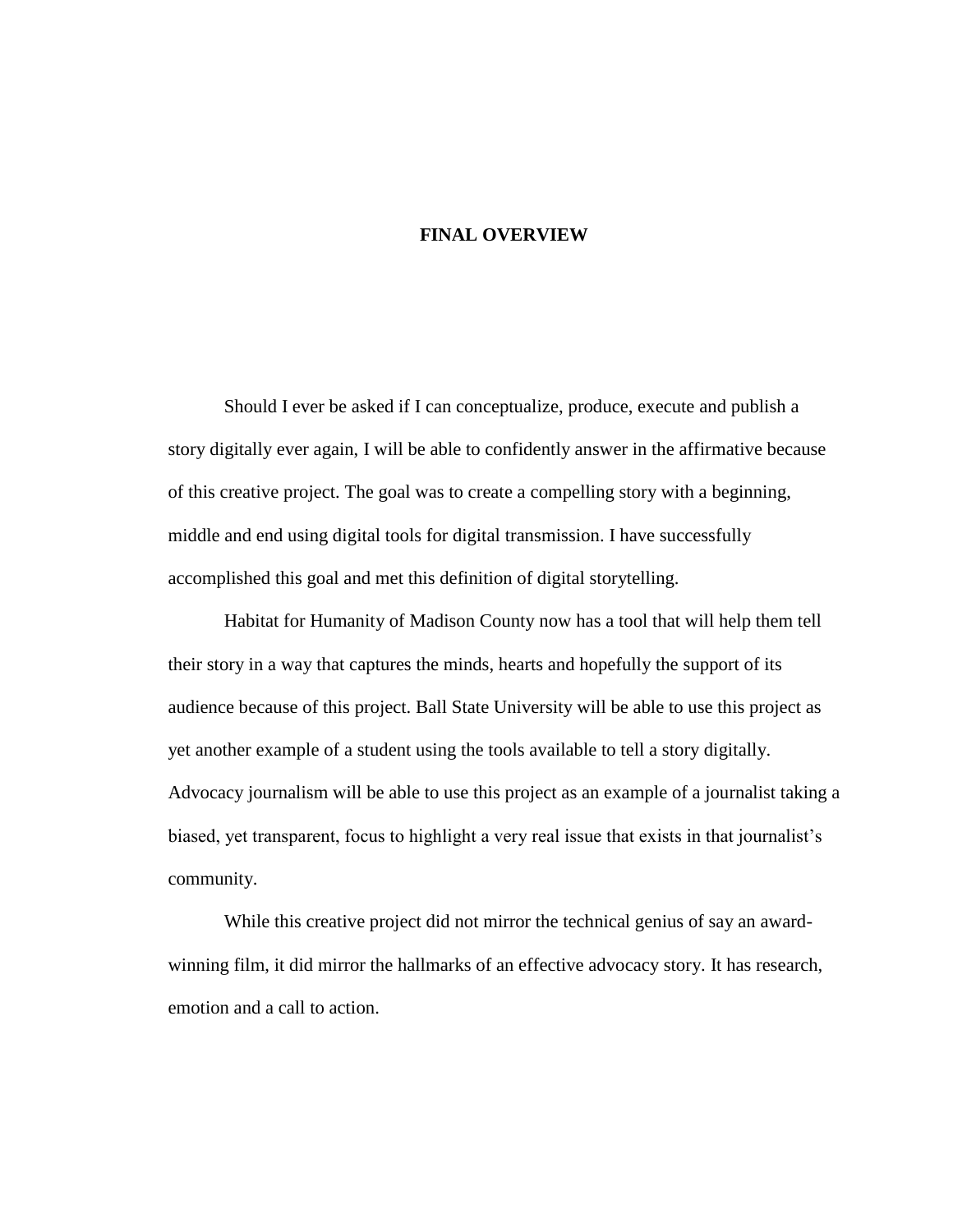# FINAL OVERVIEW

Should I ever be asked if I can conceptualize, produce, execute and publish a story digitally ever again, I will be able to confidently answer in the affirmative because of this creative project. The goal was to create a compelling story with a beginning, middle and end using digital tools for digital transmission. I have successfully accomplished this goal and met this definition of digital storytelling.

Habitat for Humanity of Madison County now has a tool that will help them tell their story in a way that captures the minds, hearts and hopefully the support of its audience because of this project. Ball State University will be able to use this project as yet another example of a student using the tools available to tell a story digitally. Advocacy journalism will be able to use this project as an example of a journalist taking a biased, yet transparent, focus to highlight a very real issue that exists in that journalist's community.

While this creative project did not mirror the technical genius of say an award-winning film, it did mirror the hallmarks of an effective advocacy story. It has research, emotion and a call to action.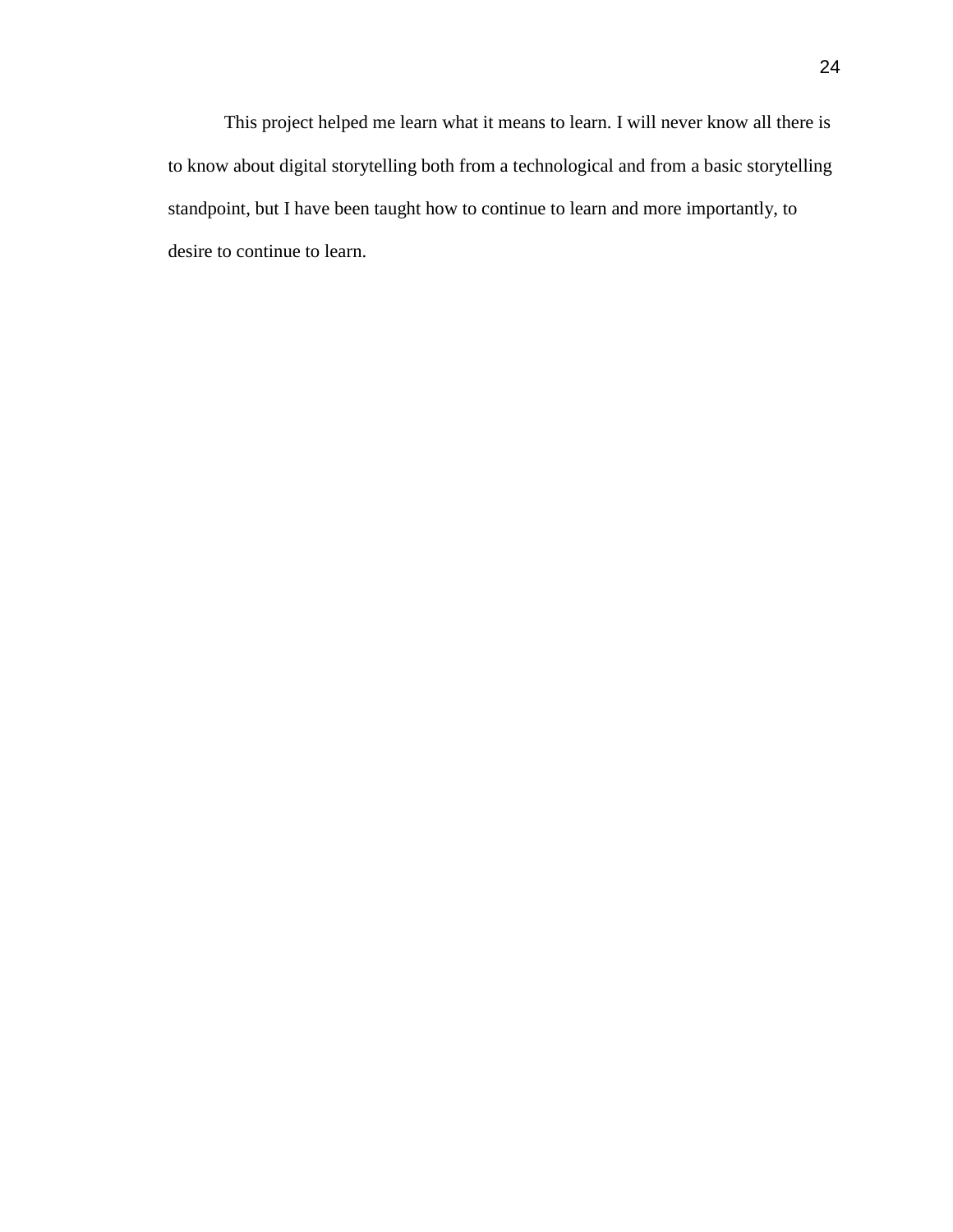This project helped me learn what it means to learn. I will never know all there is to know about digital storytelling both from a technological and from a basic storytelling standpoint, but I have been taught how to continue to learn and more importantly, to desire to continue to learn.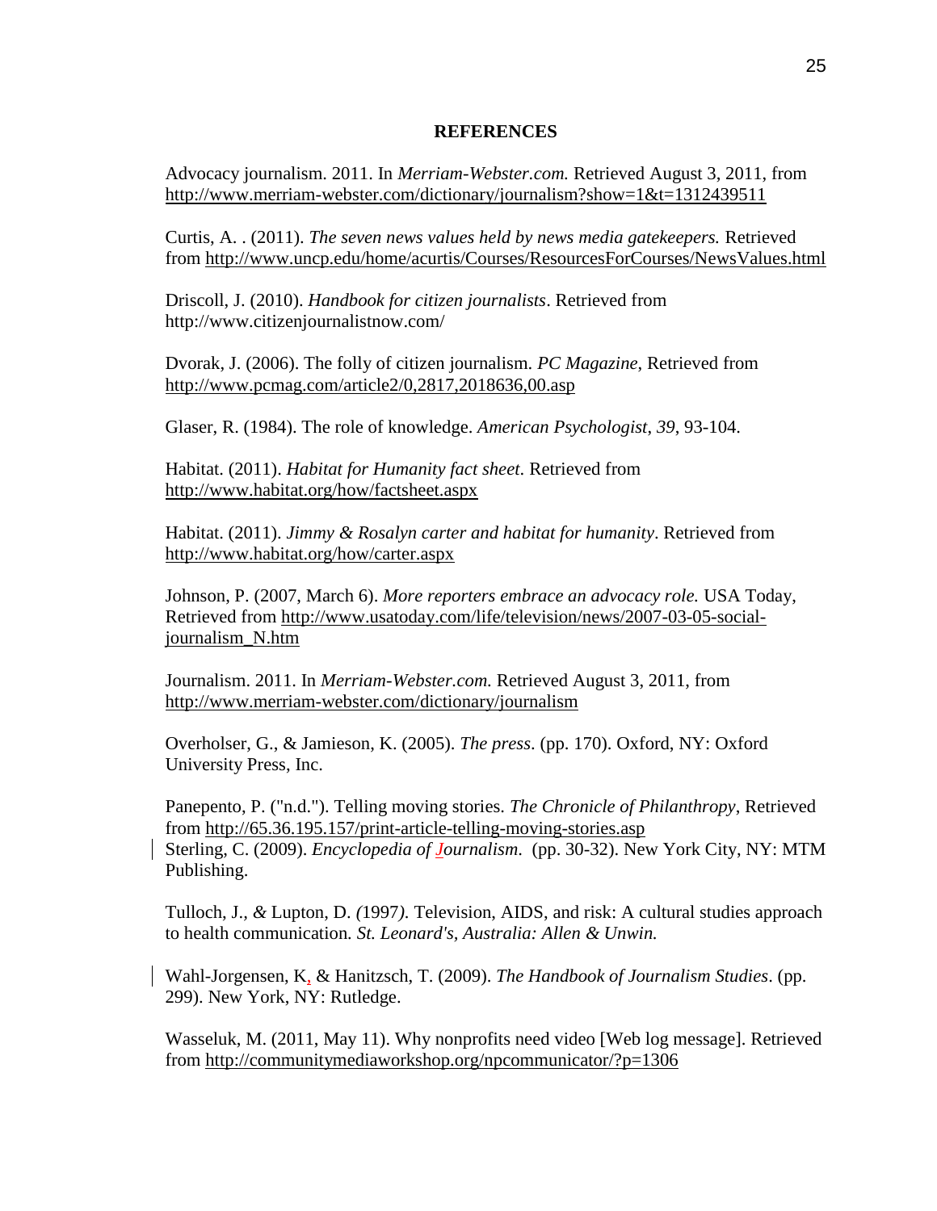**REFERENCES**

Advocacy journalism. 2011. In *Merriam-Webster.com.* Retrieved August 3, 2011, from http://www.merriam-webster.com/dictionary/journalism?show=1&t=1312439511

Curtis, A. . (2011). *The seven news values held by news media gatekeepers.* Retrieved from http://www.uncp.edu/home/acurtis/Courses/ResourcesForCourses/NewsValues.html

Driscoll, J. (2010). *Handbook for citizen journalists*. Retrieved from http://www.citizenjournalistnow.com/

Dvorak, J. (2006). The folly of citizen journalism. *PC Magazine*, Retrieved from http://www.pcmag.com/article2/0,2817,2018636,00.asp

Glaser, R. (1984). The role of knowledge. *American Psychologist*, *39*, 93-104.

Habitat. (2011). *Habitat for Humanity fact sheet*. Retrieved from http://www.habitat.org/how/factsheet.aspx

Habitat. (2011). *Jimmy & Rosalyn carter and habitat for humanity*. Retrieved from http://www.habitat.org/how/carter.aspx

Johnson, P. (2007, March 6). *More reporters embrace an advocacy role.* USA Today, Retrieved from http://www.usatoday.com/life/television/news/2007-03-05-social-journalism_N.htm

Journalism. 2011. In *Merriam-Webster.com.* Retrieved August 3, 2011, from http://www.merriam-webster.com/dictionary/journalism

Overholser, G., & Jamieson, K. (2005). *The press*. (pp. 170). Oxford, NY: Oxford University Press, Inc.

Panepento, P. ("n.d."). Telling moving stories. *The Chronicle of Philanthropy*, Retrieved from http://65.36.195.157/print-article-telling-moving-stories.asp

Sterling, C. (2009). *Encyclopedia of Journalism*. (pp. 30-32). New York City, NY: MTM Publishing.

Tulloch, J., & Lupton, D. (1997). Television, AIDS, and risk: A cultural studies approach to health communication. *St. Leonard's, Australia: Allen & Unwin.*

Wahl-Jorgensen, K, & Hanitzsch, T. (2009). *The Handbook of Journalism Studies*. (pp. 299). New York, NY: Rutledge.

Wasseluk, M. (2011, May 11). Why nonprofits need video [Web log message]. Retrieved from http://communitymediaworkshop.org/npcommunicator/?p=1306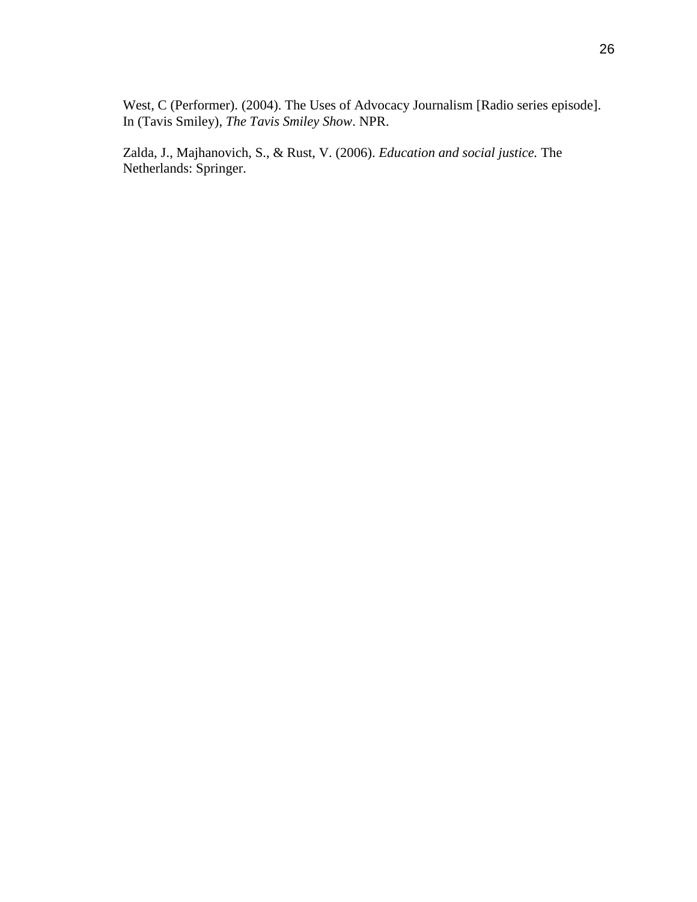West, C (Performer). (2004). The Uses of Advocacy Journalism [Radio series episode]. In (Tavis Smiley), *The Tavis Smiley Show*. NPR.

Zalda, J., Majhanovich, S., & Rust, V. (2006). *Education and social justice.* The Netherlands: Springer.